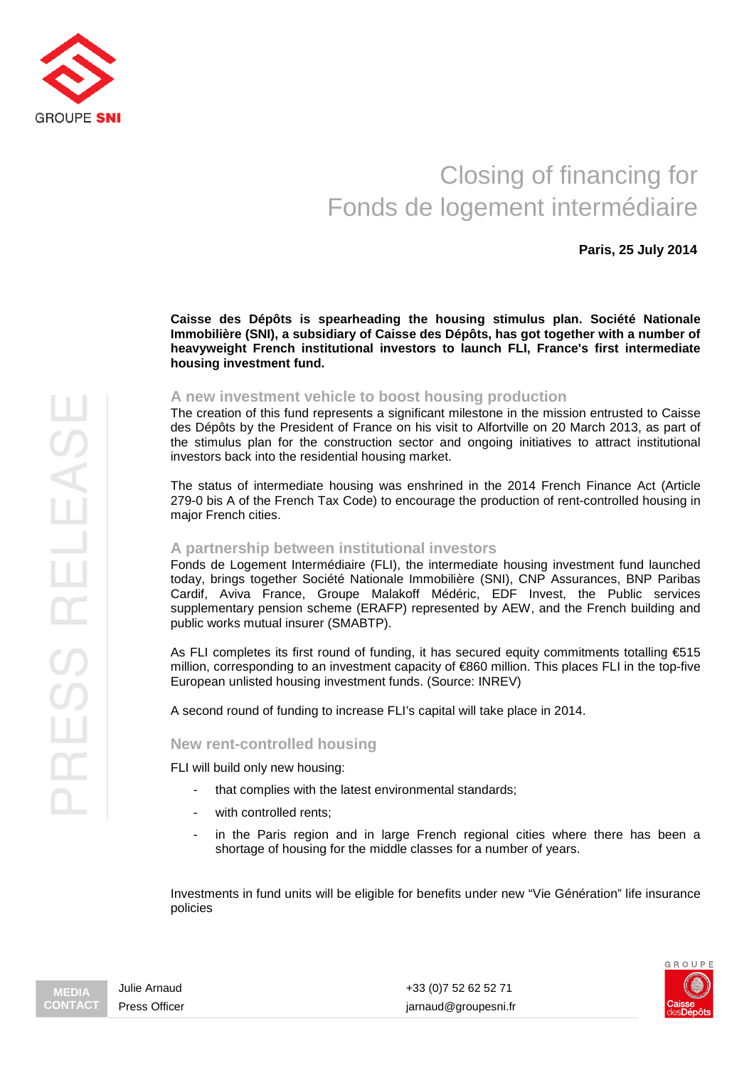GROUPE SNI

# Closing of financing for Fonds de logement intermédiaire

**Paris, 25 July 2014**

PRESS RELEASE

**Caisse des Dépôts is spearheading the housing stimulus plan. Société Nationale Immobilière (SNI), a subsidiary of Caisse des Dépôts, has got together with a number of heavyweight French institutional investors to launch FLI, France's first intermediate housing investment fund.**

## A new investment vehicle to boost housing production

The creation of this fund represents a significant milestone in the mission entrusted to Caisse des Dépôts by the President of France on his visit to Alfortville on 20 March 2013, as part of the stimulus plan for the construction sector and ongoing initiatives to attract institutional investors back into the residential housing market.

The status of intermediate housing was enshrined in the 2014 French Finance Act (Article 279-0 bis A of the French Tax Code) to encourage the production of rent-controlled housing in major French cities.

## A partnership between institutional investors

Fonds de Logement Intermédiaire (FLI), the intermediate housing investment fund launched today, brings together Société Nationale Immobilière (SNI), CNP Assurances, BNP Paribas Cardif, Aviva France, Groupe Malakoff Médéric, EDF Invest, the Public services supplementary pension scheme (ERAFP) represented by AEW, and the French building and public works mutual insurer (SMABTP).

As FLI completes its first round of funding, it has secured equity commitments totalling €515 million, corresponding to an investment capacity of €860 million. This places FLI in the top-five European unlisted housing investment funds. (Source: INREV)

A second round of funding to increase FLI's capital will take place in 2014.

## New rent-controlled housing

FLI will build only new housing:

- that complies with the latest environmental standards;
- with controlled rents;
- in the Paris region and in large French regional cities where there has been a shortage of housing for the middle classes for a number of years.

Investments in fund units will be eligible for benefits under new “Vie Génération” life insurance policies

| MEDIA CONTACT | Julie Arnaud<br>Press Officer | +33 (0)7 52 62 52 71<br>jarnaud@groupesni.fr |
|---|---|---|

GROUPE Caisse des Dépôts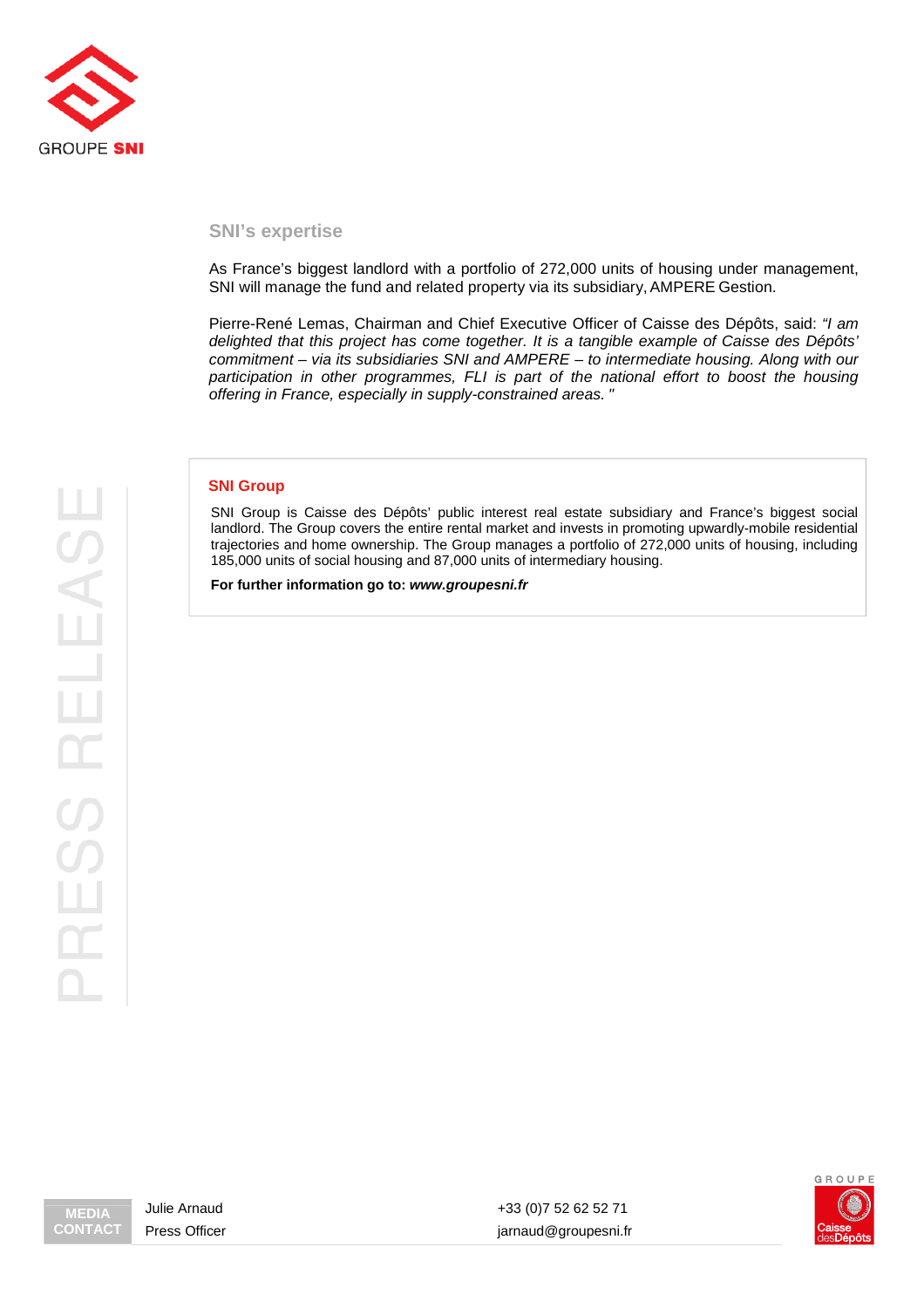## SNI's expertise

As France's biggest landlord with a portfolio of 272,000 units of housing under management, SNI will manage the fund and related property via its subsidiary, AMPERE Gestion.

Pierre-René Lemas, Chairman and Chief Executive Officer of Caisse des Dépôts, said: *"I am delighted that this project has come together. It is a tangible example of Caisse des Dépôts' commitment – via its subsidiaries SNI and AMPERE – to intermediate housing. Along with our participation in other programmes, FLI is part of the national effort to boost the housing offering in France, especially in supply-constrained areas. "*

### SNI Group

SNI Group is Caisse des Dépôts' public interest real estate subsidiary and France's biggest social landlord. The Group covers the entire rental market and invests in promoting upwardly-mobile residential trajectories and home ownership. The Group manages a portfolio of 272,000 units of housing, including 185,000 units of social housing and 87,000 units of intermediary housing.

**For further information go to: *www.groupesni.fr***

**MEDIA CONTACT**

Julie Arnaud
Press Officer

+33 (0)7 52 62 52 71
jarnaud@groupesni.fr